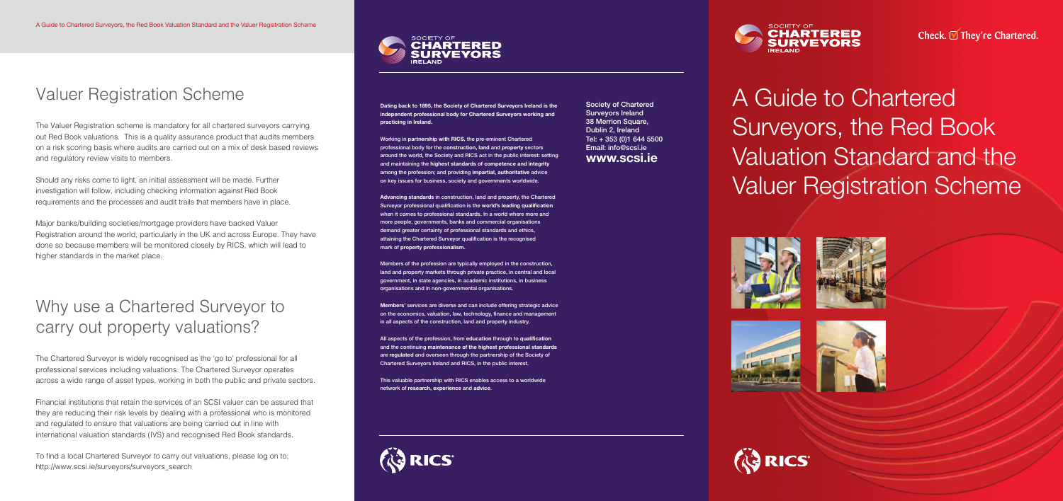# Valuer Registration Scheme

The Valuer Registration scheme is mandatory for all chartered surveyors carrying out Red Book valuations. This is a quality assurance product that audits members on a risk scoring basis where audits are carried out on a mix of desk based reviews and regulatory review visits to members.

Should any risks come to light, an initial assessment will be made. Further investigation will follow, including checking information against Red Book requirements and the processes and audit trails that members have in place.

Major banks/building societies/mortgage providers have backed Valuer Registration around the world, particularly in the UK and across Europe. They have done so because members will be monitored closely by RICS, which will lead to higher standards in the market place.

# Why use a Chartered Surveyor to carry out property valuations?

The Chartered Surveyor is widely recognised as the 'go to' professional for all professional services including valuations. The Chartered Surveyor operates across a wide range of asset types, working in both the public and private sectors.

Financial institutions that retain the services of an SCSI valuer can be assured that they are reducing their risk levels by dealing with a professional who is monitored and regulated to ensure that valuations are being carried out in line with international valuation standards (IVS) and recognised Red Book standards.

To find a local Chartered Surveyor to carry out valuations, please log on to; http://www.scsi.ie/surveyors/surveyors_search

**Dating back to 1895, the Society of Chartered Surveyors Ireland is the independent professional body for Chartered Surveyors working and practicing in Ireland.**

Working in **partnership with RICS**, the pre-eminent Chartered professional body for the **construction, land** and **property** sectors around the world, the Society and RICS act in the public interest: setting and maintaining the **highest standards of competence and integrity** among the profession; and providing **impartial, authoritative** advice on key issues for business, society and governments worldwide.

**Advancing standards** in construction, land and property, the Chartered Surveyor professional qualification is the **world's leading qualification** when it comes to professional standards. In a world where more and more people, governments, banks and commercial organisations demand greater certainty of professional standards and ethics, attaining the Chartered Surveyor qualification is the recognised mark of **property professionalism.**

Members of the profession are typically employed in the construction, land and property markets through private practice, in central and local government, in state agencies, in academic institutions, in business organisations and in non-governmental organisations.

**Members'** services are diverse and can include offering strategic advice on the economics, valuation, law, technology, finance and management in all aspects of the construction, land and property industry.

All aspects of the profession, from **education** through to **qualification** and the continuing **maintenance of the highest professional standards** are **regulated** and overseen through the partnership of the Society of Chartered Surveyors Ireland and RICS, in the public interest.

This valuable partnership with RICS enables access to a worldwide network of **research, experience** and **advice.**

Society of Chartered Surveyors Ireland
38 Merrion Square,
Dublin 2, Ireland
Tel; + 353 (0)1 644 5500
Email: info@scsi.ie
**www.scsi.ie**

Check. They're Chartered.

# A Guide to Chartered Surveyors, the Red Book Valuation Standard and the Valuer Registration Scheme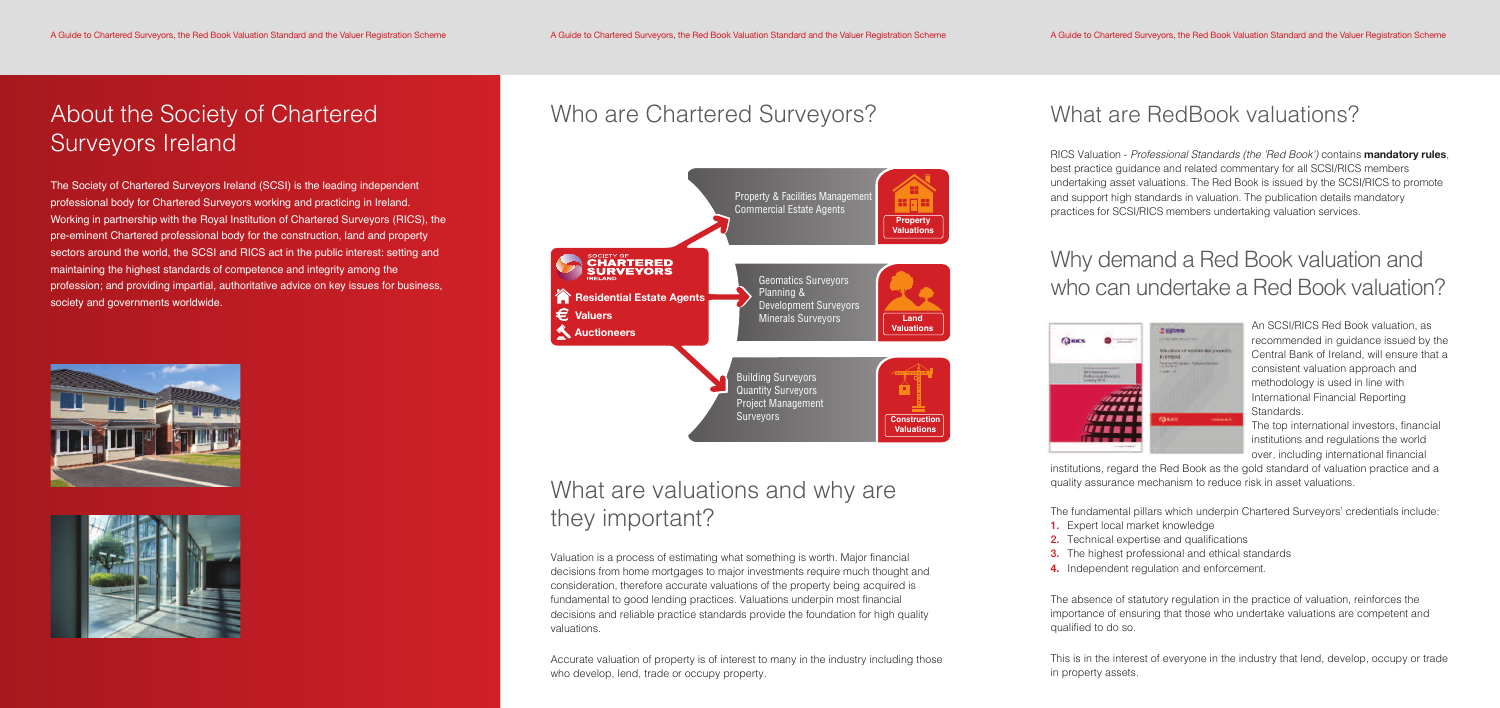## About the Society of Chartered Surveyors Ireland

The Society of Chartered Surveyors Ireland (SCSI) is the leading independent professional body for Chartered Surveyors working and practicing in Ireland. Working in partnership with the Royal Institution of Chartered Surveyors (RICS), the pre-eminent Chartered professional body for the construction, land and property sectors around the world, the SCSI and RICS act in the public interest: setting and maintaining the highest standards of competence and integrity among the profession; and providing impartial, authoritative advice on key issues for business, society and governments worldwide.

## Who are Chartered Surveyors?

Society of Chartered Surveyors Ireland

Residential Estate Agents
Valuers
Auctioneers

Property & Facilities Management
Commercial Estate Agents
Property Valuations

Geomatics Surveyors
Planning & Development Surveyors
Minerals Surveyors
Land Valuations

Building Surveyors
Quantity Surveyors
Project Management Surveyors
Construction Valuations

## What are valuations and why are they important?

Valuation is a process of estimating what something is worth. Major financial decisions from home mortgages to major investments require much thought and consideration, therefore accurate valuations of the property being acquired is fundamental to good lending practices. Valuations underpin most financial decisions and reliable practice standards provide the foundation for high quality valuations.

Accurate valuation of property is of interest to many in the industry including those who develop, lend, trade or occupy property.

## What are RedBook valuations?

RICS Valuation - *Professional Standards (the 'Red Book')* contains **mandatory rules**, best practice guidance and related commentary for all SCSI/RICS members undertaking asset valuations. The Red Book is issued by the SCSI/RICS to promote and support high standards in valuation. The publication details mandatory practices for SCSI/RICS members undertaking valuation services.

## Why demand a Red Book valuation and who can undertake a Red Book valuation?

An SCSI/RICS Red Book valuation, as recommended in guidance issued by the Central Bank of Ireland, will ensure that a consistent valuation approach and methodology is used in line with International Financial Reporting Standards.

The top international investors, financial institutions and regulations the world over, including international financial institutions, regard the Red Book as the gold standard of valuation practice and a quality assurance mechanism to reduce risk in asset valuations.

The fundamental pillars which underpin Chartered Surveyors' credentials include:

1. Expert local market knowledge
2. Technical expertise and qualifications
3. The highest professional and ethical standards
4. Independent regulation and enforcement.

The absence of statutory regulation in the practice of valuation, reinforces the importance of ensuring that those who undertake valuations are competent and qualified to do so.

This is in the interest of everyone in the industry that lend, develop, occupy or trade in property assets.